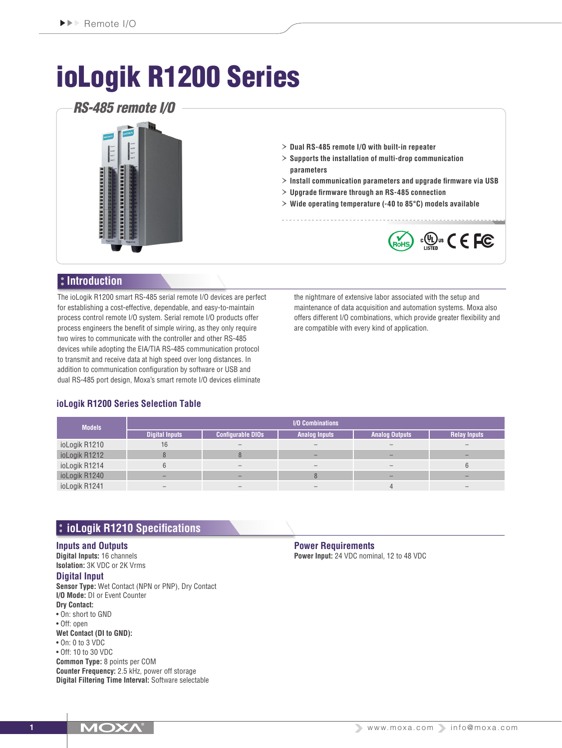# ioLogik R1200 Series

## RS-485 remote I/O

> Dual RS-485 remote I/O with built-in repeater
> Supports the installation of multi-drop communication parameters
> Install communication parameters and upgrade firmware via USB
> Upgrade firmware through an RS-485 connection
> Wide operating temperature (-40 to 85°C) models available

## Introduction

The ioLogik R1200 smart RS-485 serial remote I/O devices are perfect for establishing a cost-effective, dependable, and easy-to-maintain process control remote I/O system. Serial remote I/O products offer process engineers the benefit of simple wiring, as they only require two wires to communicate with the controller and other RS-485 devices while adopting the EIA/TIA RS-485 communication protocol to transmit and receive data at high speed over long distances. In addition to communication configuration by software or USB and dual RS-485 port design, Moxa's smart remote I/O devices eliminate the nightmare of extensive labor associated with the setup and maintenance of data acquisition and automation systems. Moxa also offers different I/O combinations, which provide greater flexibility and are compatible with every kind of application.

### ioLogik R1200 Series Selection Table

| Models | I/O Combinations | | | | |
|---|---|---|---|---|---|
| | Digital Inputs | Configurable DIOs | Analog Inputs | Analog Outputs | Relay Inputs |
| ioLogik R1210 | 16 | – | – | – | – |
| ioLogik R1212 | 8 | 8 | – | – | – |
| ioLogik R1214 | 6 | – | – | – | 6 |
| ioLogik R1240 | – | – | 8 | – | – |
| ioLogik R1241 | – | – | – | 4 | – |

## ioLogik R1210 Specifications

### Inputs and Outputs

**Digital Inputs:** 16 channels
**Isolation:** 3K VDC or 2K Vrms

### Digital Input

**Sensor Type:** Wet Contact (NPN or PNP), Dry Contact
**I/O Mode:** DI or Event Counter
**Dry Contact:**
- On: short to GND
- Off: open

**Wet Contact (DI to GND):**
- On: 0 to 3 VDC
- Off: 10 to 30 VDC

**Common Type:** 8 points per COM
**Counter Frequency:** 2.5 kHz, power off storage
**Digital Filtering Time Interval:** Software selectable

### Power Requirements

**Power Input:** 24 VDC nominal, 12 to 48 VDC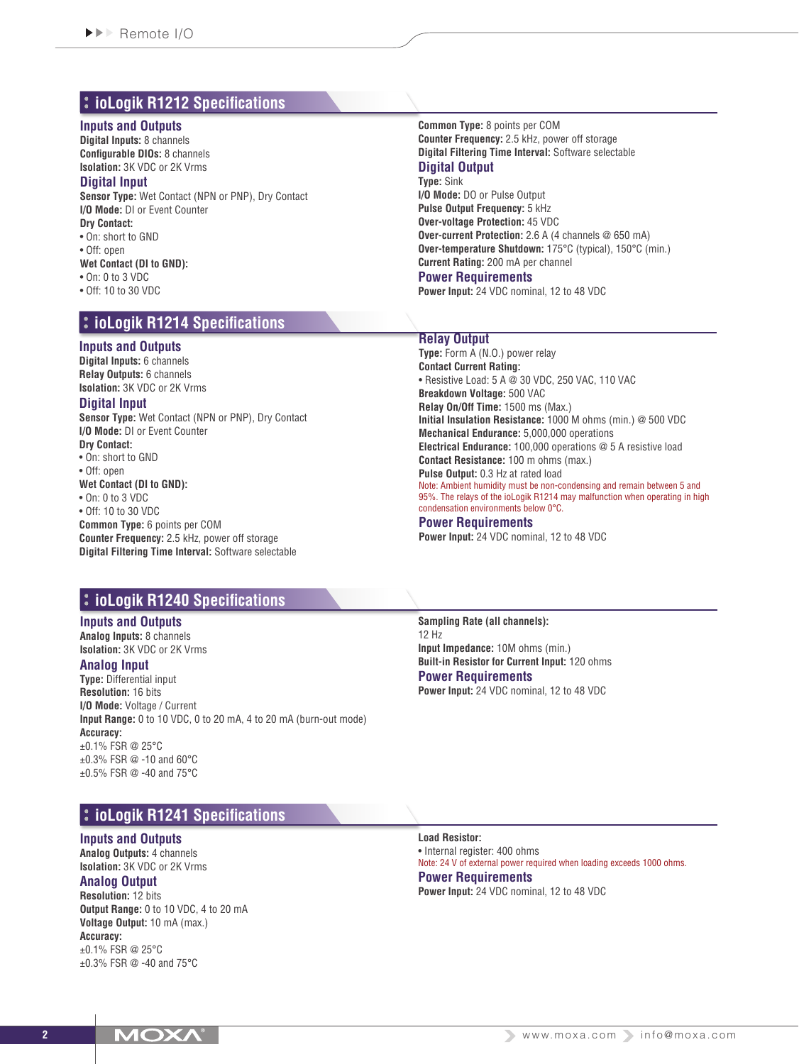## ioLogik R1212 Specifications

### Inputs and Outputs

**Digital Inputs:** 8 channels
**Configurable DIOs:** 8 channels
**Isolation:** 3K VDC or 2K Vrms

### Digital Input

**Sensor Type:** Wet Contact (NPN or PNP), Dry Contact
**I/O Mode:** DI or Event Counter
**Dry Contact:**
- On: short to GND
- Off: open

**Wet Contact (DI to GND):**
- On: 0 to 3 VDC
- Off: 10 to 30 VDC

**Common Type:** 8 points per COM
**Counter Frequency:** 2.5 kHz, power off storage
**Digital Filtering Time Interval:** Software selectable

### Digital Output

**Type:** Sink
**I/O Mode:** DO or Pulse Output
**Pulse Output Frequency:** 5 kHz
**Over-voltage Protection:** 45 VDC
**Over-current Protection:** 2.6 A (4 channels @ 650 mA)
**Over-temperature Shutdown:** 175°C (typical), 150°C (min.)
**Current Rating:** 200 mA per channel

### Power Requirements

**Power Input:** 24 VDC nominal, 12 to 48 VDC

## ioLogik R1214 Specifications

### Inputs and Outputs

**Digital Inputs:** 6 channels
**Relay Outputs:** 6 channels
**Isolation:** 3K VDC or 2K Vrms

### Digital Input

**Sensor Type:** Wet Contact (NPN or PNP), Dry Contact
**I/O Mode:** DI or Event Counter
**Dry Contact:**
- On: short to GND
- Off: open

**Wet Contact (DI to GND):**
- On: 0 to 3 VDC
- Off: 10 to 30 VDC

**Common Type:** 6 points per COM
**Counter Frequency:** 2.5 kHz, power off storage
**Digital Filtering Time Interval:** Software selectable

### Relay Output

**Type:** Form A (N.O.) power relay
**Contact Current Rating:**
- Resistive Load: 5 A @ 30 VDC, 250 VAC, 110 VAC

**Breakdown Voltage:** 500 VAC
**Relay On/Off Time:** 1500 ms (Max.)
**Initial Insulation Resistance:** 1000 M ohms (min.) @ 500 VDC
**Mechanical Endurance:** 5,000,000 operations
**Electrical Endurance:** 100,000 operations @ 5 A resistive load
**Contact Resistance:** 100 m ohms (max.)
**Pulse Output:** 0.3 Hz at rated load

Note: Ambient humidity must be non-condensing and remain between 5 and 95%. The relays of the ioLogik R1214 may malfunction when operating in high condensation environments below 0°C.

### Power Requirements

**Power Input:** 24 VDC nominal, 12 to 48 VDC

## ioLogik R1240 Specifications

### Inputs and Outputs

**Analog Inputs:** 8 channels
**Isolation:** 3K VDC or 2K Vrms

### Analog Input

**Type:** Differential input
**Resolution:** 16 bits
**I/O Mode:** Voltage / Current
**Input Range:** 0 to 10 VDC, 0 to 20 mA, 4 to 20 mA (burn-out mode)
**Accuracy:**
±0.1% FSR @ 25°C
±0.3% FSR @ -10 and 60°C
±0.5% FSR @ -40 and 75°C

**Sampling Rate (all channels):**
12 Hz
**Input Impedance:** 10M ohms (min.)
**Built-in Resistor for Current Input:** 120 ohms

### Power Requirements

**Power Input:** 24 VDC nominal, 12 to 48 VDC

## ioLogik R1241 Specifications

### Inputs and Outputs

**Analog Outputs:** 4 channels
**Isolation:** 3K VDC or 2K Vrms

### Analog Output

**Resolution:** 12 bits
**Output Range:** 0 to 10 VDC, 4 to 20 mA
**Voltage Output:** 10 mA (max.)
**Accuracy:**
±0.1% FSR @ 25°C
±0.3% FSR @ -40 and 75°C

**Load Resistor:**
- Internal register: 400 ohms

Note: 24 V of external power required when loading exceeds 1000 ohms.

### Power Requirements

**Power Input:** 24 VDC nominal, 12 to 48 VDC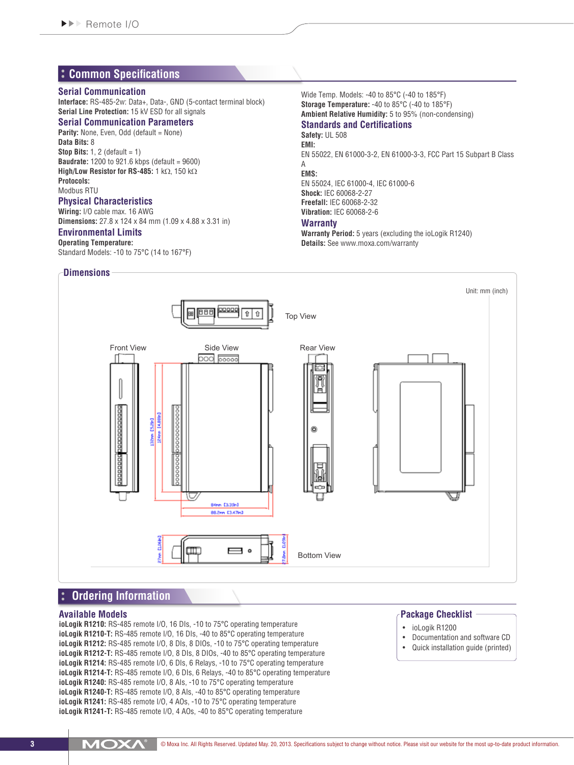## Common Specifications

### Serial Communication

**Interface:** RS-485-2w: Data+, Data-, GND (5-contact terminal block)
**Serial Line Protection:** 15 kV ESD for all signals

### Serial Communication Parameters

**Parity:** None, Even, Odd (default = None)
**Data Bits:** 8
**Stop Bits:** 1, 2 (default = 1)
**Baudrate:** 1200 to 921.6 kbps (default = 9600)
**High/Low Resistor for RS-485:** 1 kΩ, 150 kΩ
**Protocols:**
Modbus RTU

### Physical Characteristics

**Wiring:** I/O cable max. 16 AWG
**Dimensions:** 27.8 x 124 x 84 mm (1.09 x 4.88 x 3.31 in)

### Environmental Limits

**Operating Temperature:**
Standard Models: -10 to 75°C (14 to 167°F)
Wide Temp. Models: -40 to 85°C (-40 to 185°F)
**Storage Temperature:** -40 to 85°C (-40 to 185°F)
**Ambient Relative Humidity:** 5 to 95% (non-condensing)

### Standards and Certifications

**Safety:** UL 508
**EMI:**
EN 55022, EN 61000-3-2, EN 61000-3-3, FCC Part 15 Subpart B Class A
**EMS:**
EN 55024, IEC 61000-4, IEC 61000-6
**Shock:** IEC 60068-2-27
**Freefall:** IEC 60068-2-32
**Vibration:** IEC 60068-2-6

### Warranty

**Warranty Period:** 5 years (excluding the ioLogik R1240)
**Details:** See www.moxa.com/warranty

### Dimensions

Unit: mm (inch)

Top View

Front View

Side View

Rear View

132mm [5.2in]
124mm [4.88in]
84mm [3.31in]
88.2mm [3.47in]

27mm [1.06in]
27.8mm [1.09in]

Bottom View

## Ordering Information

### Available Models

**ioLogik R1210:** RS-485 remote I/O, 16 DIs, -10 to 75°C operating temperature
**ioLogik R1210-T:** RS-485 remote I/O, 16 DIs, -40 to 85°C operating temperature
**ioLogik R1212:** RS-485 remote I/O, 8 DIs, 8 DIOs, -10 to 75°C operating temperature
**ioLogik R1212-T:** RS-485 remote I/O, 8 DIs, 8 DIOs, -40 to 85°C operating temperature
**ioLogik R1214:** RS-485 remote I/O, 6 DIs, 6 Relays, -10 to 75°C operating temperature
**ioLogik R1214-T:** RS-485 remote I/O, 6 DIs, 6 Relays, -40 to 85°C operating temperature
**ioLogik R1240:** RS-485 remote I/O, 8 AIs, -10 to 75°C operating temperature
**ioLogik R1240-T:** RS-485 remote I/O, 8 AIs, -40 to 85°C operating temperature
**ioLogik R1241:** RS-485 remote I/O, 4 AOs, -10 to 75°C operating temperature
**ioLogik R1241-T:** RS-485 remote I/O, 4 AOs, -40 to 85°C operating temperature

### Package Checklist

- ioLogik R1200
- Documentation and software CD
- Quick installation guide (printed)

© Moxa Inc. All Rights Reserved. Updated May. 20, 2013. Specifications subject to change without notice. Please visit our website for the most up-to-date product information.